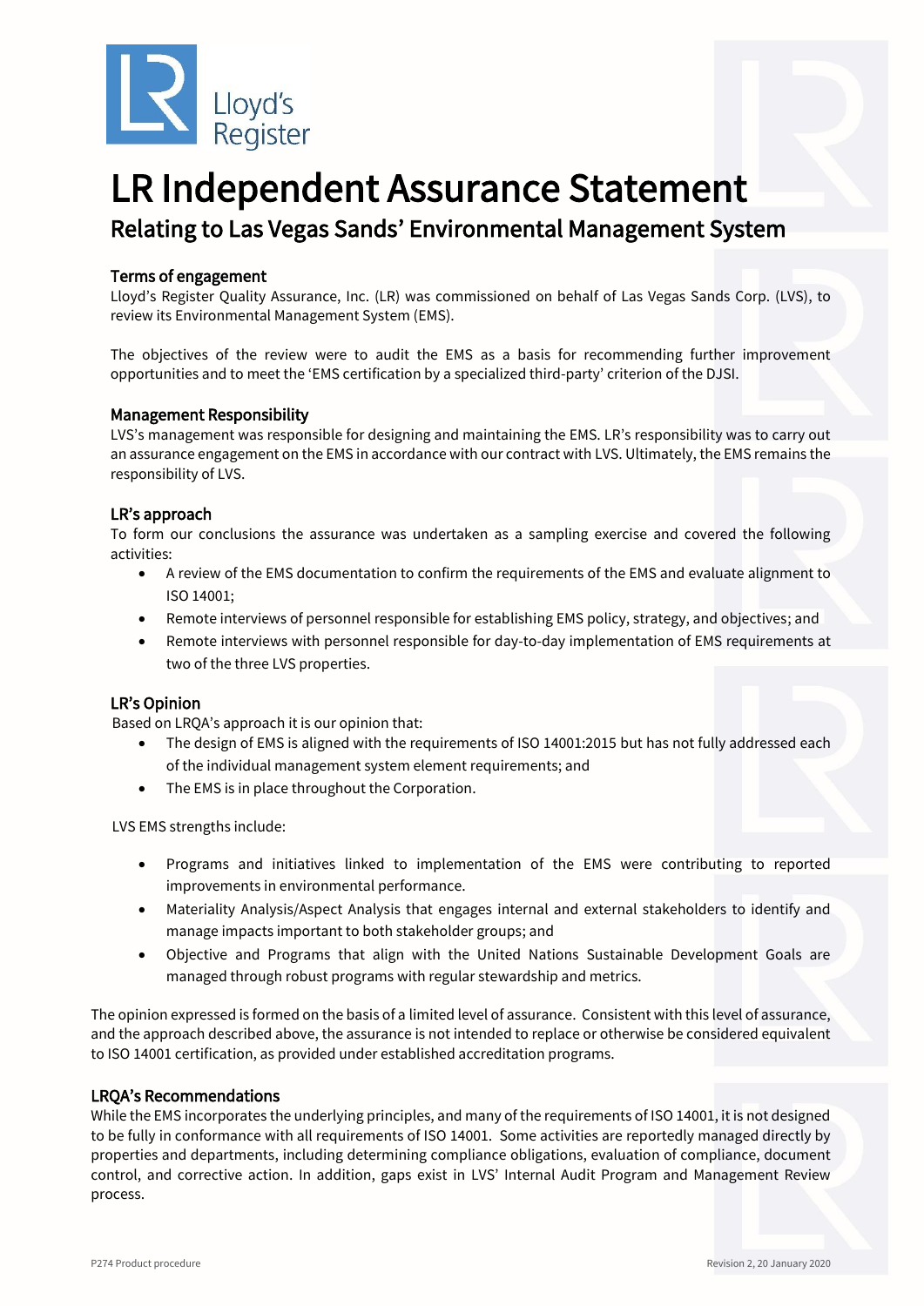# LR Independent Assurance Statement

## Relating to Las Vegas Sands' Environmental Management System

### Terms of engagement

Lloyd's Register Quality Assurance, Inc. (LR) was commissioned on behalf of Las Vegas Sands Corp. (LVS), to review its Environmental Management System (EMS).

The objectives of the review were to audit the EMS as a basis for recommending further improvement opportunities and to meet the 'EMS certification by a specialized third-party' criterion of the DJSI.

### Management Responsibility

LVS's management was responsible for designing and maintaining the EMS. LR's responsibility was to carry out an assurance engagement on the EMS in accordance with our contract with LVS. Ultimately, the EMS remains the responsibility of LVS.

### LR's approach

To form our conclusions the assurance was undertaken as a sampling exercise and covered the following activities:

- A review of the EMS documentation to confirm the requirements of the EMS and evaluate alignment to ISO 14001;
- Remote interviews of personnel responsible for establishing EMS policy, strategy, and objectives; and
- Remote interviews with personnel responsible for day-to-day implementation of EMS requirements at two of the three LVS properties.

### LR's Opinion

Based on LRQA's approach it is our opinion that:

- The design of EMS is aligned with the requirements of ISO 14001:2015 but has not fully addressed each of the individual management system element requirements; and
- The EMS is in place throughout the Corporation.

LVS EMS strengths include:

- Programs and initiatives linked to implementation of the EMS were contributing to reported improvements in environmental performance.
- Materiality Analysis/Aspect Analysis that engages internal and external stakeholders to identify and manage impacts important to both stakeholder groups; and
- Objective and Programs that align with the United Nations Sustainable Development Goals are managed through robust programs with regular stewardship and metrics.

The opinion expressed is formed on the basis of a limited level of assurance. Consistent with this level of assurance, and the approach described above, the assurance is not intended to replace or otherwise be considered equivalent to ISO 14001 certification, as provided under established accreditation programs.

### LRQA's Recommendations

While the EMS incorporates the underlying principles, and many of the requirements of ISO 14001, it is not designed to be fully in conformance with all requirements of ISO 14001. Some activities are reportedly managed directly by properties and departments, including determining compliance obligations, evaluation of compliance, document control, and corrective action. In addition, gaps exist in LVS' Internal Audit Program and Management Review process.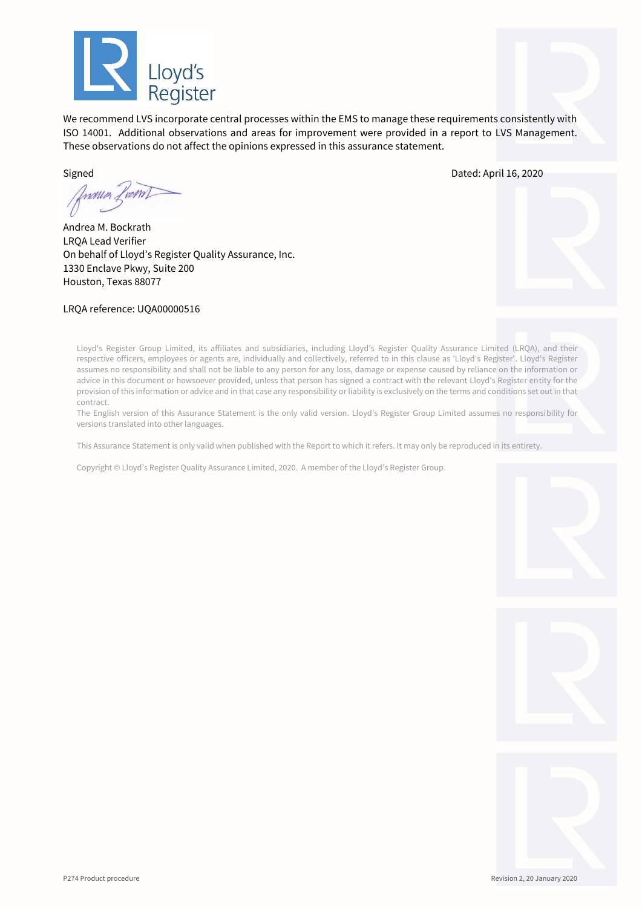We recommend LVS incorporate central processes within the EMS to manage these requirements consistently with ISO 14001. Additional observations and areas for improvement were provided in a report to LVS Management. These observations do not affect the opinions expressed in this assurance statement.

Signed

Dated: April 16, 2020

Andrea M. Bockrath
LRQA Lead Verifier
On behalf of Lloyd's Register Quality Assurance, Inc.
1330 Enclave Pkwy, Suite 200
Houston, Texas 88077

LRQA reference: UQA00000516

Lloyd's Register Group Limited, its affiliates and subsidiaries, including Lloyd's Register Quality Assurance Limited (LRQA), and their respective officers, employees or agents are, individually and collectively, referred to in this clause as 'Lloyd's Register'. Lloyd's Register assumes no responsibility and shall not be liable to any person for any loss, damage or expense caused by reliance on the information or advice in this document or howsoever provided, unless that person has signed a contract with the relevant Lloyd's Register entity for the provision of this information or advice and in that case any responsibility or liability is exclusively on the terms and conditions set out in that contract.

The English version of this Assurance Statement is the only valid version. Lloyd's Register Group Limited assumes no responsibility for versions translated into other languages.

This Assurance Statement is only valid when published with the Report to which it refers. It may only be reproduced in its entirety.

Copyright © Lloyd's Register Quality Assurance Limited, 2020. A member of the Lloyd's Register Group.